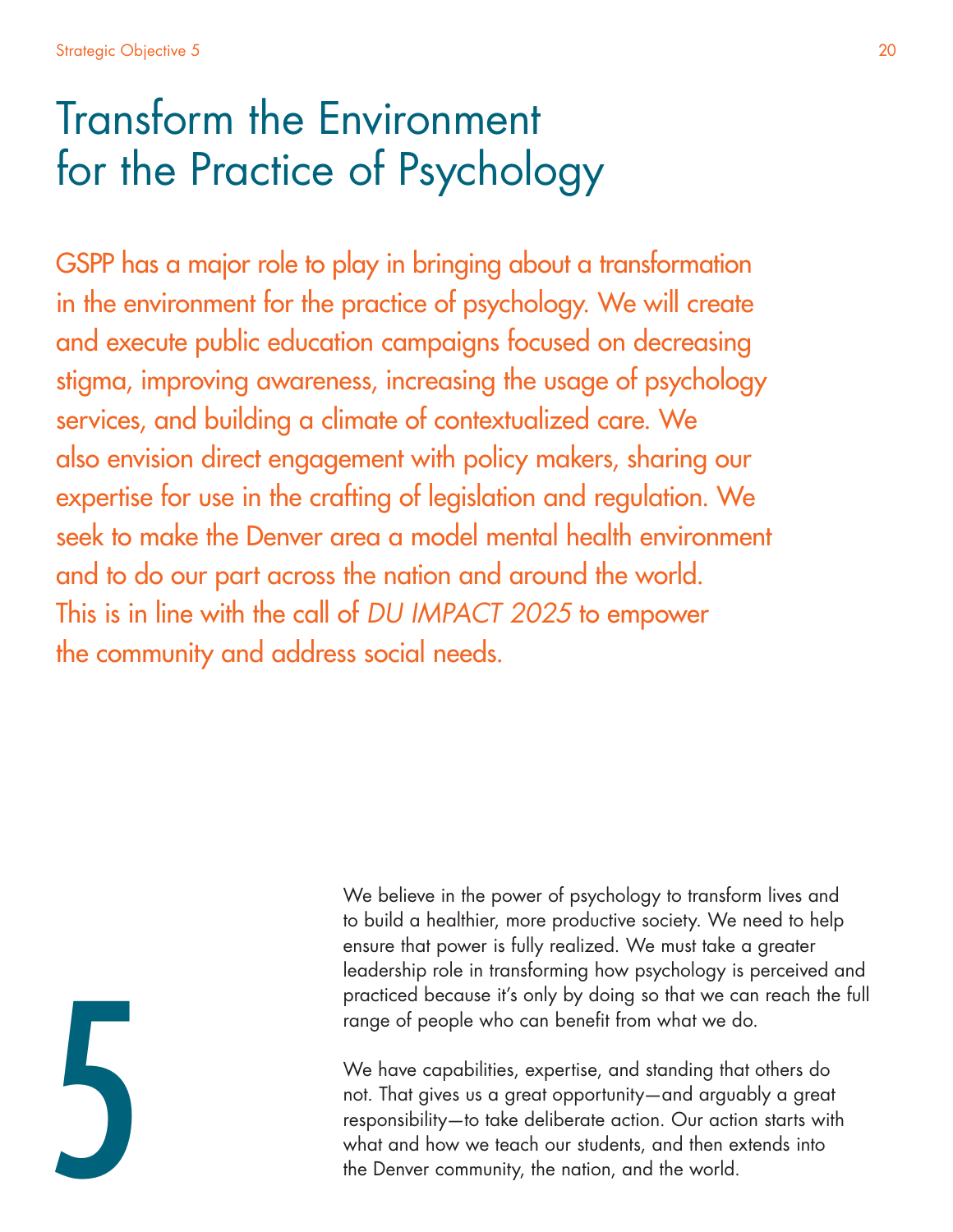# Transform the Environment for the Practice of Psychology

GSPP has a major role to play in bringing about a transformation in the environment for the practice of psychology. We will create and execute public education campaigns focused on decreasing stigma, improving awareness, increasing the usage of psychology services, and building a climate of contextualized care. We also envision direct engagement with policy makers, sharing our expertise for use in the crafting of legislation and regulation. We seek to make the Denver area a model mental health environment and to do our part across the nation and around the world. This is in line with the call of *DU IMPACT 2025* to empower the community and address social needs.

5

We believe in the power of psychology to transform lives and to build a healthier, more productive society. We need to help ensure that power is fully realized. We must take a greater leadership role in transforming how psychology is perceived and practiced because it's only by doing so that we can reach the full range of people who can benefit from what we do.

We have capabilities, expertise, and standing that others do not. That gives us a great opportunity—and arguably a great responsibility—to take deliberate action. Our action starts with what and how we teach our students, and then extends into the Denver community, the nation, and the world.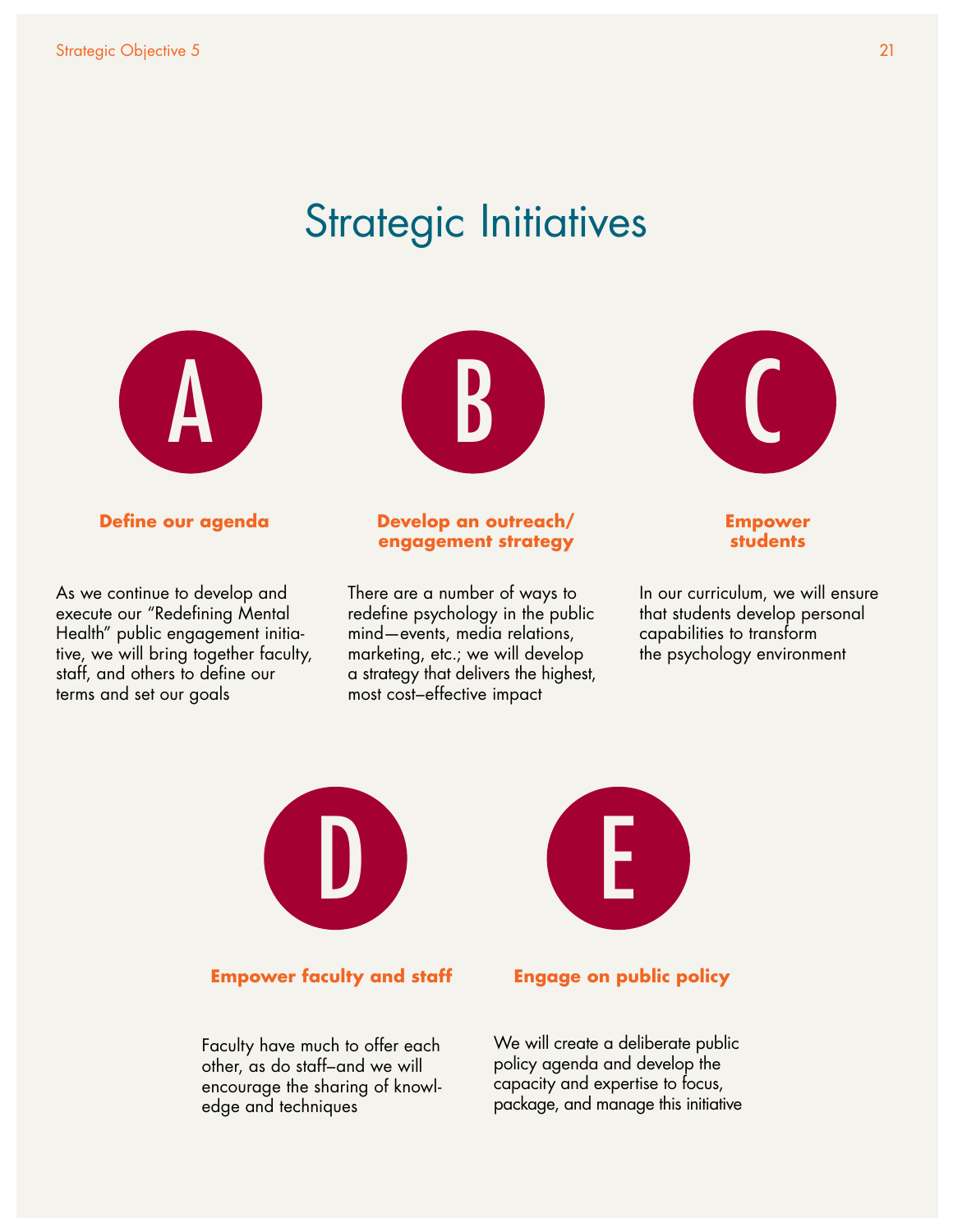# Strategic Initiatives

## A

### Define our agenda

As we continue to develop and execute our "Redefining Mental Health" public engagement initiative, we will bring together faculty, staff, and others to define our terms and set our goals

## B

### Develop an outreach/ engagement strategy

There are a number of ways to redefine psychology in the public mind—events, media relations, marketing, etc.; we will develop a strategy that delivers the highest, most cost–effective impact

## C

### Empower students

In our curriculum, we will ensure that students develop personal capabilities to transform the psychology environment

## D

### Empower faculty and staff

Faculty have much to offer each other, as do staff–and we will encourage the sharing of knowledge and techniques

## E

### Engage on public policy

We will create a deliberate public policy agenda and develop the capacity and expertise to focus, package, and manage this initiative